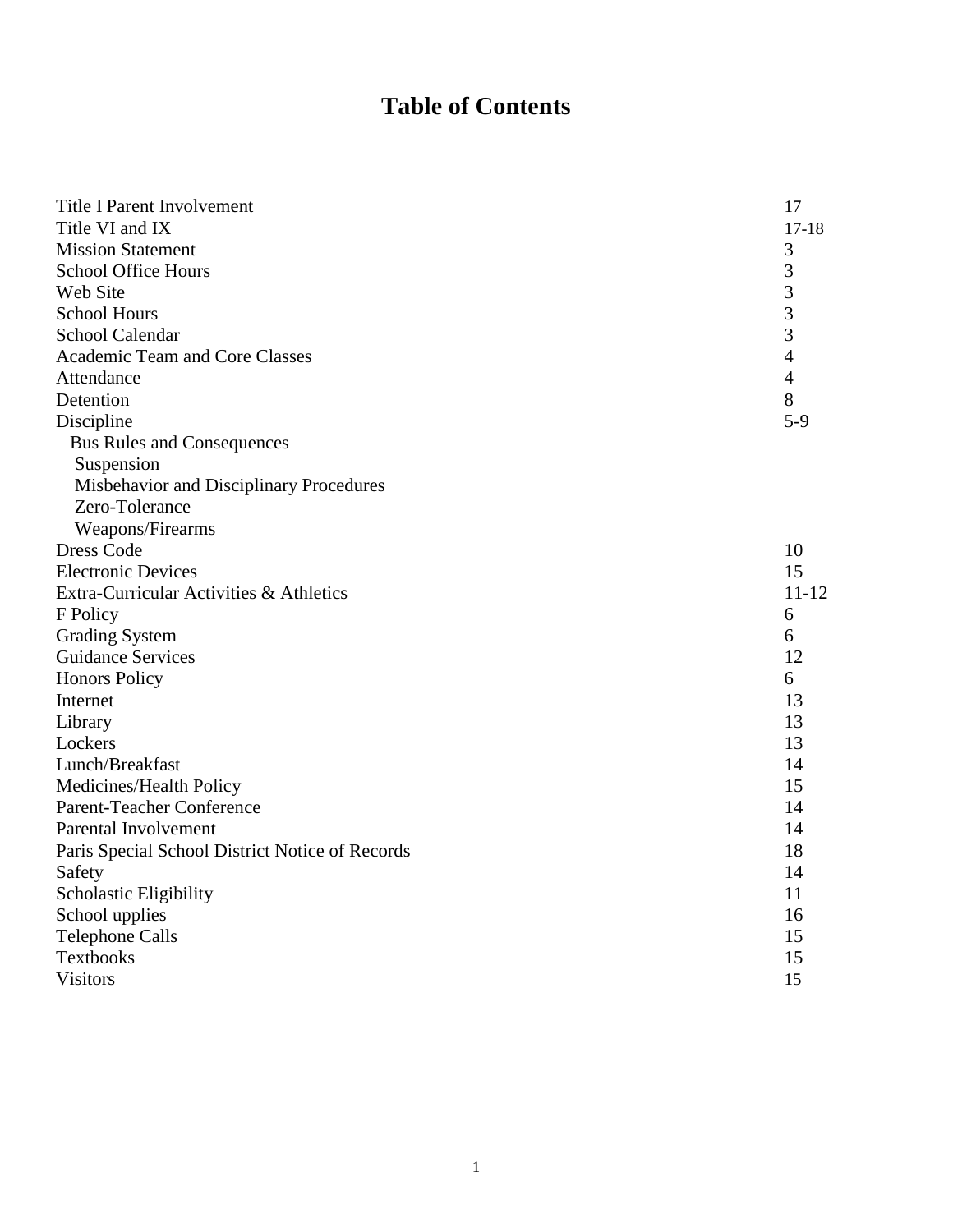# Table of Contents

| | |
|---|---|
| Title I Parent Involvement | 17 |
| Title VI and IX | 17-18 |
| Mission Statement | 3 |
| School Office Hours | 3 |
| Web Site | 3 |
| School Hours | 3 |
| School Calendar | 3 |
| Academic Team and Core Classes | 4 |
| Attendance | 4 |
| Detention | 8 |
| Discipline | 5-9 |
| Bus Rules and Consequences | |
| Suspension | |
| Misbehavior and Disciplinary Procedures | |
| Zero-Tolerance | |
| Weapons/Firearms | |
| Dress Code | 10 |
| Electronic Devices | 15 |
| Extra-Curricular Activities & Athletics | 11-12 |
| F Policy | 6 |
| Grading System | 6 |
| Guidance Services | 12 |
| Honors Policy | 6 |
| Internet | 13 |
| Library | 13 |
| Lockers | 13 |
| Lunch/Breakfast | 14 |
| Medicines/Health Policy | 15 |
| Parent-Teacher Conference | 14 |
| Parental Involvement | 14 |
| Paris Special School District Notice of Records | 18 |
| Safety | 14 |
| Scholastic Eligibility | 11 |
| School upplies | 16 |
| Telephone Calls | 15 |
| Textbooks | 15 |
| Visitors | 15 |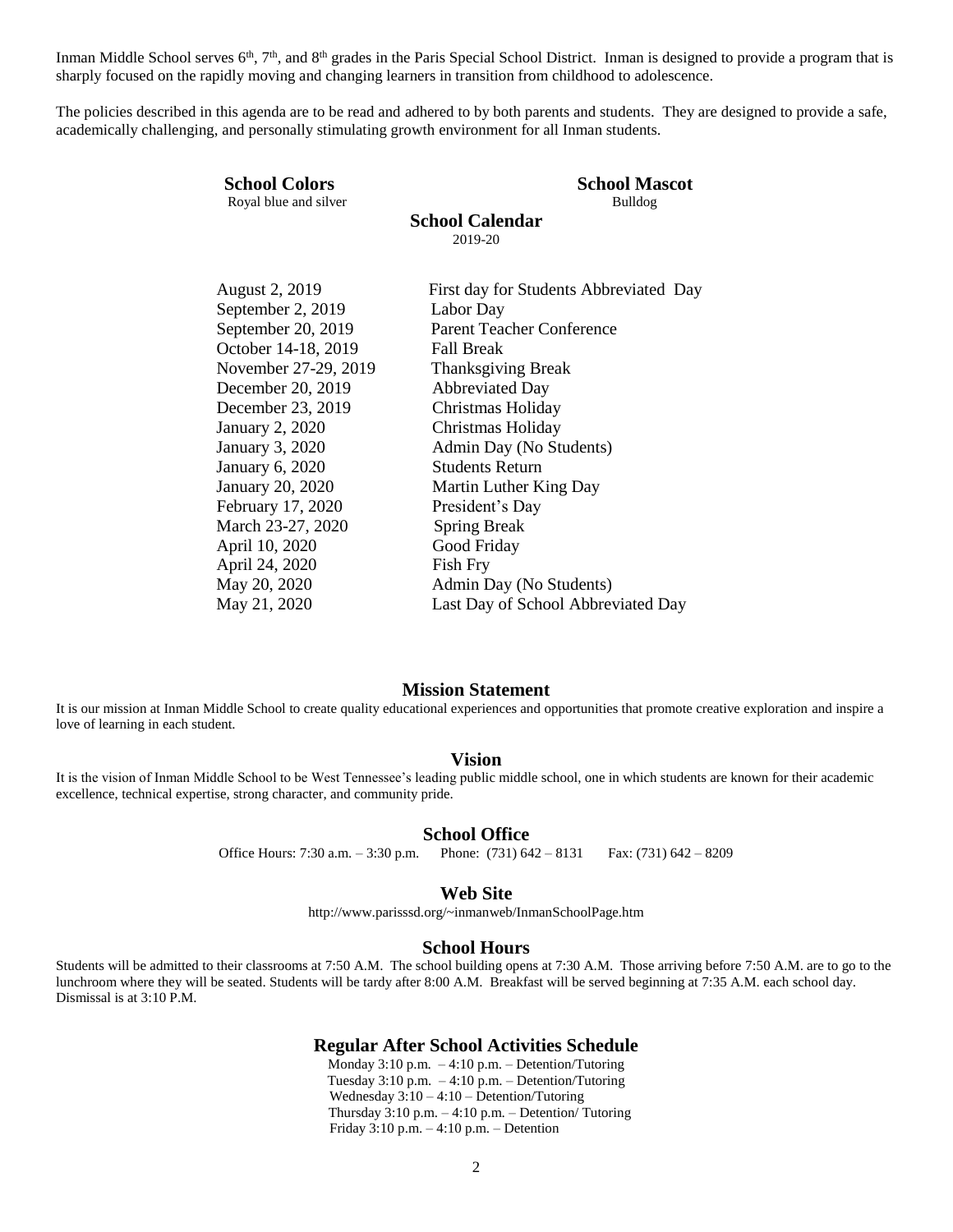Inman Middle School serves 6th, 7th, and 8th grades in the Paris Special School District. Inman is designed to provide a program that is sharply focused on the rapidly moving and changing learners in transition from childhood to adolescence.

The policies described in this agenda are to be read and adhered to by both parents and students. They are designed to provide a safe, academically challenging, and personally stimulating growth environment for all Inman students.

**School Colors**
Royal blue and silver

**School Mascot**
Bulldog

**School Calendar**
2019-20

| Date | Event |
|---|---|
| August 2, 2019 | First day for Students Abbreviated Day |
| September 2, 2019 | Labor Day |
| September 20, 2019 | Parent Teacher Conference |
| October 14-18, 2019 | Fall Break |
| November 27-29, 2019 | Thanksgiving Break |
| December 20, 2019 | Abbreviated Day |
| December 23, 2019 | Christmas Holiday |
| January 2, 2020 | Christmas Holiday |
| January 3, 2020 | Admin Day (No Students) |
| January 6, 2020 | Students Return |
| January 20, 2020 | Martin Luther King Day |
| February 17, 2020 | President's Day |
| March 23-27, 2020 | Spring Break |
| April 10, 2020 | Good Friday |
| April 24, 2020 | Fish Fry |
| May 20, 2020 | Admin Day (No Students) |
| May 21, 2020 | Last Day of School Abbreviated Day |

## Mission Statement

It is our mission at Inman Middle School to create quality educational experiences and opportunities that promote creative exploration and inspire a love of learning in each student.

## Vision

It is the vision of Inman Middle School to be West Tennessee's leading public middle school, one in which students are known for their academic excellence, technical expertise, strong character, and community pride.

## School Office

Office Hours: 7:30 a.m. – 3:30 p.m. Phone: (731) 642 – 8131 Fax: (731) 642 – 8209

## Web Site

http://www.parisssd.org/~inmanweb/InmanSchoolPage.htm

## School Hours

Students will be admitted to their classrooms at 7:50 A.M. The school building opens at 7:30 A.M. Those arriving before 7:50 A.M. are to go to the lunchroom where they will be seated. Students will be tardy after 8:00 A.M. Breakfast will be served beginning at 7:35 A.M. each school day. Dismissal is at 3:10 P.M.

## Regular After School Activities Schedule

Monday 3:10 p.m. – 4:10 p.m. – Detention/Tutoring
Tuesday 3:10 p.m. – 4:10 p.m. – Detention/Tutoring
Wednesday 3:10 – 4:10 – Detention/Tutoring
Thursday 3:10 p.m. – 4:10 p.m. – Detention/ Tutoring
Friday 3:10 p.m. – 4:10 p.m. – Detention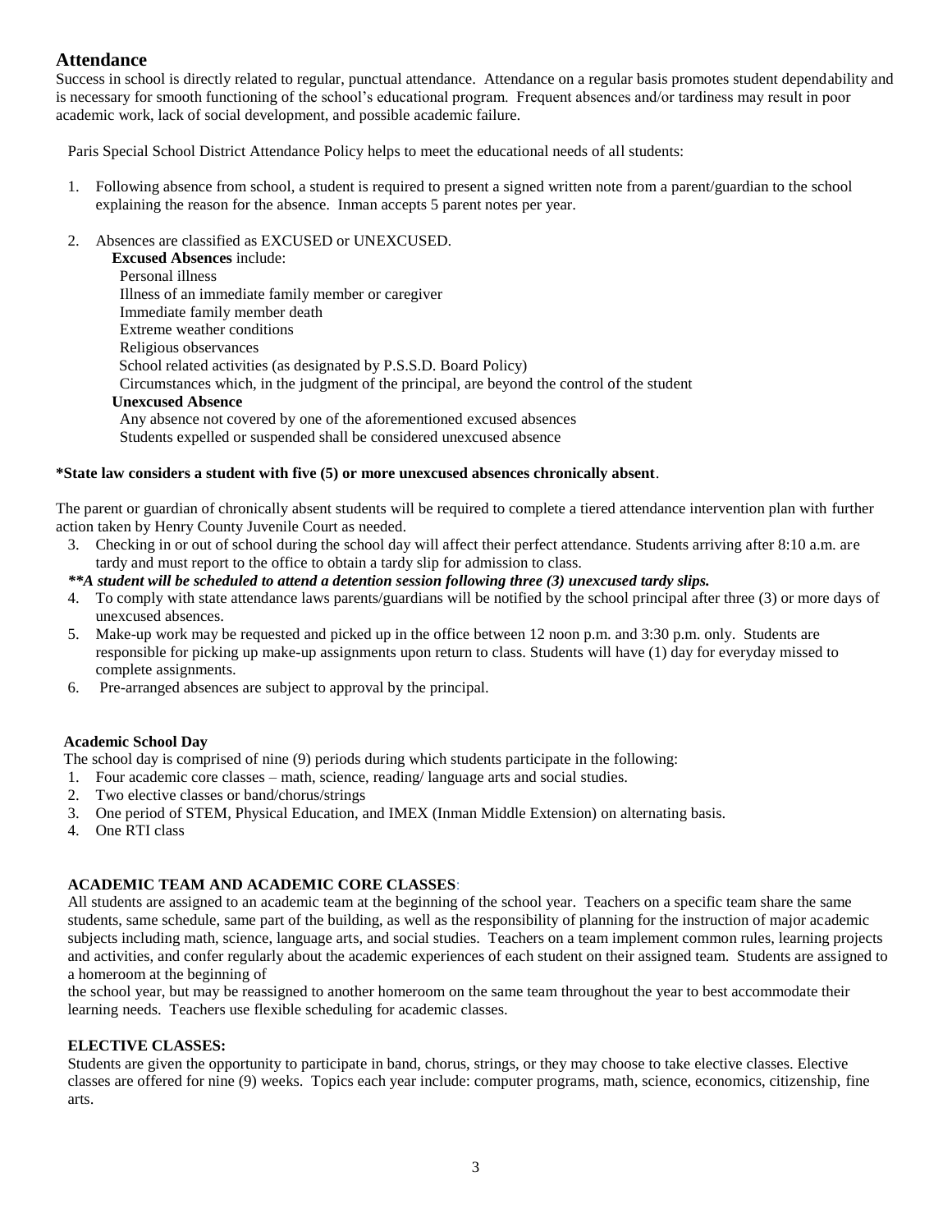## Attendance

Success in school is directly related to regular, punctual attendance. Attendance on a regular basis promotes student dependability and is necessary for smooth functioning of the school's educational program. Frequent absences and/or tardiness may result in poor academic work, lack of social development, and possible academic failure.

Paris Special School District Attendance Policy helps to meet the educational needs of all students:

1. Following absence from school, a student is required to present a signed written note from a parent/guardian to the school explaining the reason for the absence. Inman accepts 5 parent notes per year.

2. Absences are classified as EXCUSED or UNEXCUSED.

   **Excused Absences** include:
   - Personal illness
   - Illness of an immediate family member or caregiver
   - Immediate family member death
   - Extreme weather conditions
   - Religious observances
   - School related activities (as designated by P.S.S.D. Board Policy)
   - Circumstances which, in the judgment of the principal, are beyond the control of the student

   **Unexcused Absence**
   - Any absence not covered by one of the aforementioned excused absences
   - Students expelled or suspended shall be considered unexcused absence

**\*State law considers a student with five (5) or more unexcused absences chronically absent**.

The parent or guardian of chronically absent students will be required to complete a tiered attendance intervention plan with further action taken by Henry County Juvenile Court as needed.

3. Checking in or out of school during the school day will affect their perfect attendance. Students arriving after 8:10 a.m. are tardy and must report to the office to obtain a tardy slip for admission to class.

   ***\*\*A student will be scheduled to attend a detention session following three (3) unexcused tardy slips.***

4. To comply with state attendance laws parents/guardians will be notified by the school principal after three (3) or more days of unexcused absences.
5. Make-up work may be requested and picked up in the office between 12 noon p.m. and 3:30 p.m. only. Students are responsible for picking up make-up assignments upon return to class. Students will have (1) day for everyday missed to complete assignments.
6. Pre-arranged absences are subject to approval by the principal.

### Academic School Day

The school day is comprised of nine (9) periods during which students participate in the following:

1. Four academic core classes – math, science, reading/ language arts and social studies.
2. Two elective classes or band/chorus/strings
3. One period of STEM, Physical Education, and IMEX (Inman Middle Extension) on alternating basis.
4. One RTI class

### ACADEMIC TEAM AND ACADEMIC CORE CLASSES:

All students are assigned to an academic team at the beginning of the school year. Teachers on a specific team share the same students, same schedule, same part of the building, as well as the responsibility of planning for the instruction of major academic subjects including math, science, language arts, and social studies. Teachers on a team implement common rules, learning projects and activities, and confer regularly about the academic experiences of each student on their assigned team. Students are assigned to a homeroom at the beginning of the school year, but may be reassigned to another homeroom on the same team throughout the year to best accommodate their learning needs. Teachers use flexible scheduling for academic classes.

### ELECTIVE CLASSES:

Students are given the opportunity to participate in band, chorus, strings, or they may choose to take elective classes. Elective classes are offered for nine (9) weeks. Topics each year include: computer programs, math, science, economics, citizenship, fine arts.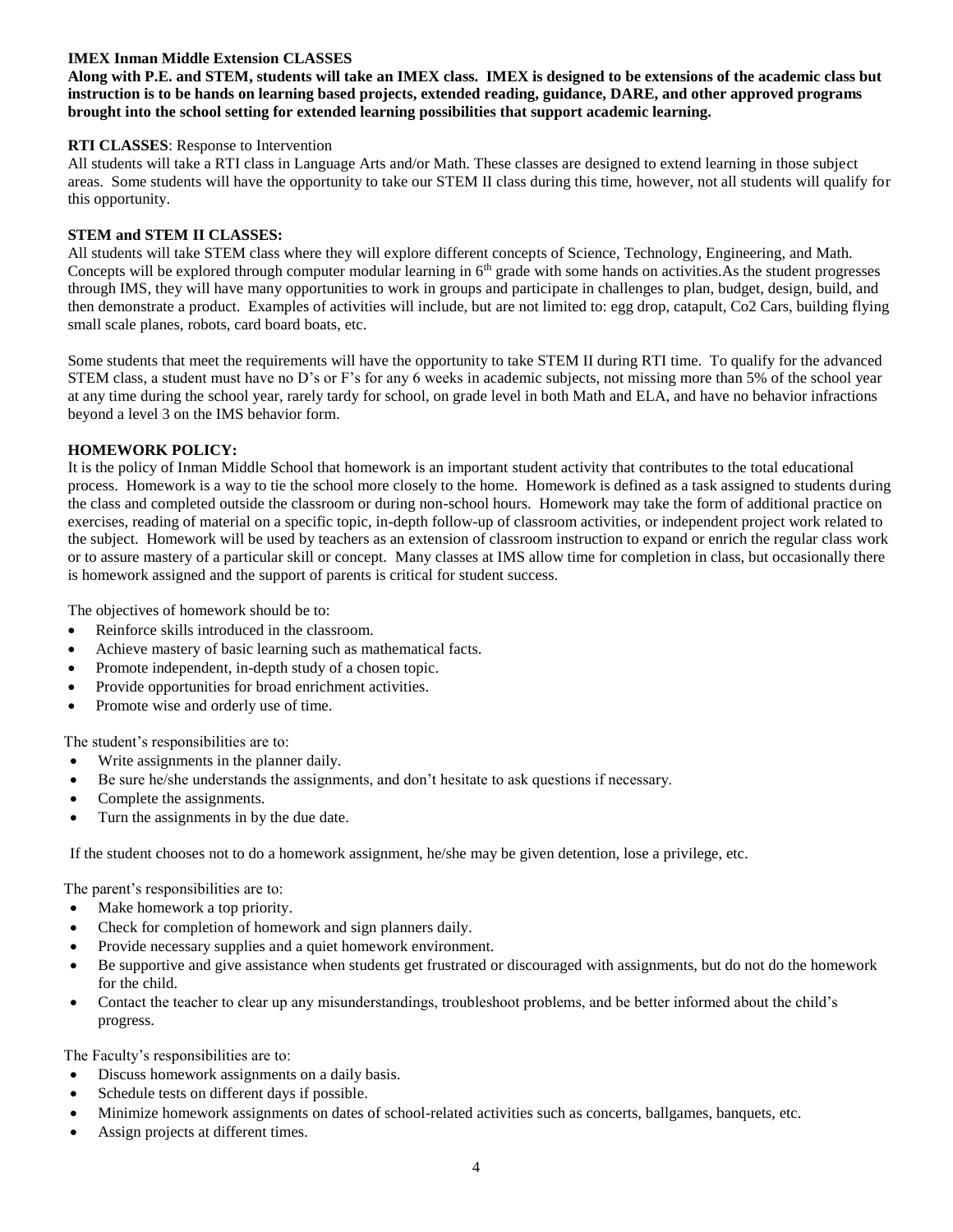**IMEX Inman Middle Extension CLASSES**

**Along with P.E. and STEM, students will take an IMEX class. IMEX is designed to be extensions of the academic class but instruction is to be hands on learning based projects, extended reading, guidance, DARE, and other approved programs brought into the school setting for extended learning possibilities that support academic learning.**

**RTI CLASSES**: Response to Intervention

All students will take a RTI class in Language Arts and/or Math. These classes are designed to extend learning in those subject areas. Some students will have the opportunity to take our STEM II class during this time, however, not all students will qualify for this opportunity.

**STEM and STEM II CLASSES:**

All students will take STEM class where they will explore different concepts of Science, Technology, Engineering, and Math. Concepts will be explored through computer modular learning in 6th grade with some hands on activities.As the student progresses through IMS, they will have many opportunities to work in groups and participate in challenges to plan, budget, design, build, and then demonstrate a product. Examples of activities will include, but are not limited to: egg drop, catapult, Co2 Cars, building flying small scale planes, robots, card board boats, etc.

Some students that meet the requirements will have the opportunity to take STEM II during RTI time. To qualify for the advanced STEM class, a student must have no D's or F's for any 6 weeks in academic subjects, not missing more than 5% of the school year at any time during the school year, rarely tardy for school, on grade level in both Math and ELA, and have no behavior infractions beyond a level 3 on the IMS behavior form.

**HOMEWORK POLICY:**

It is the policy of Inman Middle School that homework is an important student activity that contributes to the total educational process. Homework is a way to tie the school more closely to the home. Homework is defined as a task assigned to students during the class and completed outside the classroom or during non-school hours. Homework may take the form of additional practice on exercises, reading of material on a specific topic, in-depth follow-up of classroom activities, or independent project work related to the subject. Homework will be used by teachers as an extension of classroom instruction to expand or enrich the regular class work or to assure mastery of a particular skill or concept. Many classes at IMS allow time for completion in class, but occasionally there is homework assigned and the support of parents is critical for student success.

The objectives of homework should be to:

- Reinforce skills introduced in the classroom.
- Achieve mastery of basic learning such as mathematical facts.
- Promote independent, in-depth study of a chosen topic.
- Provide opportunities for broad enrichment activities.
- Promote wise and orderly use of time.

The student's responsibilities are to:

- Write assignments in the planner daily.
- Be sure he/she understands the assignments, and don't hesitate to ask questions if necessary.
- Complete the assignments.
- Turn the assignments in by the due date.

If the student chooses not to do a homework assignment, he/she may be given detention, lose a privilege, etc.

The parent's responsibilities are to:

- Make homework a top priority.
- Check for completion of homework and sign planners daily.
- Provide necessary supplies and a quiet homework environment.
- Be supportive and give assistance when students get frustrated or discouraged with assignments, but do not do the homework for the child.
- Contact the teacher to clear up any misunderstandings, troubleshoot problems, and be better informed about the child's progress.

The Faculty's responsibilities are to:

- Discuss homework assignments on a daily basis.
- Schedule tests on different days if possible.
- Minimize homework assignments on dates of school-related activities such as concerts, ballgames, banquets, etc.
- Assign projects at different times.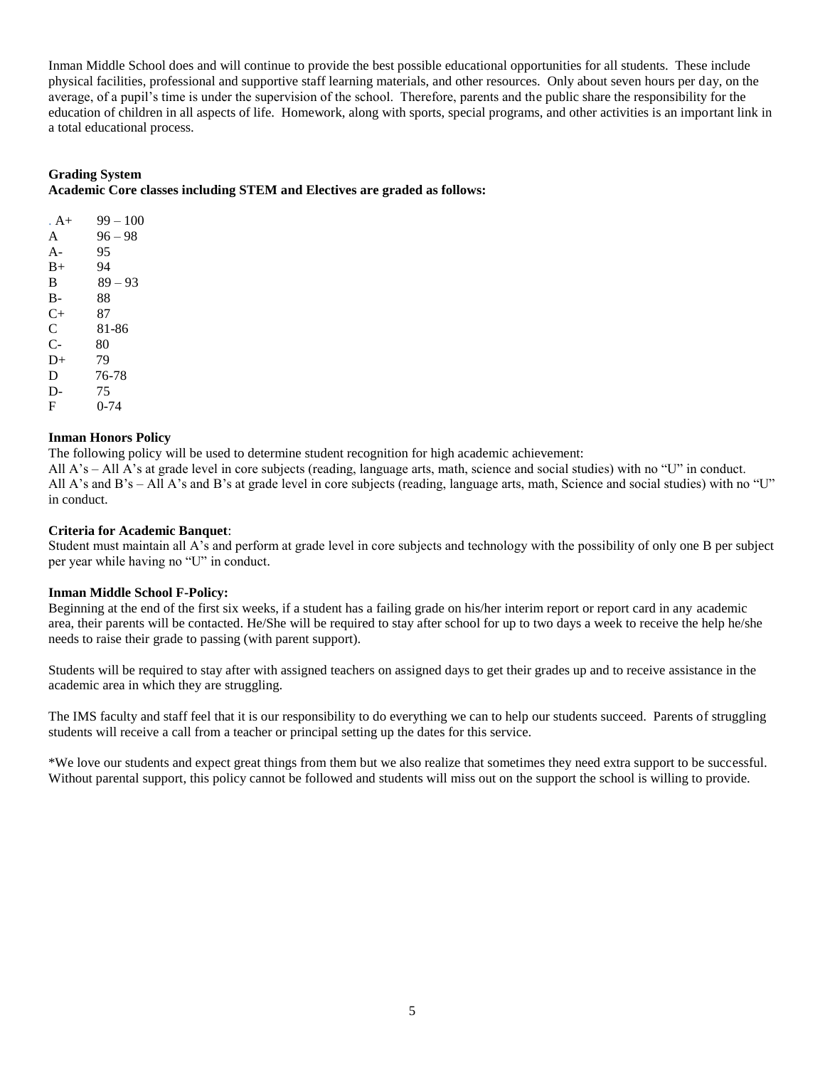Inman Middle School does and will continue to provide the best possible educational opportunities for all students. These include physical facilities, professional and supportive staff learning materials, and other resources. Only about seven hours per day, on the average, of a pupil's time is under the supervision of the school. Therefore, parents and the public share the responsibility for the education of children in all aspects of life. Homework, along with sports, special programs, and other activities is an important link in a total educational process.

**Grading System**

**Academic Core classes including STEM and Electives are graded as follows:**

| Grade | Range |
|---|---|
| A+ | 99 – 100 |
| A | 96 – 98 |
| A- | 95 |
| B+ | 94 |
| B | 89 – 93 |
| B- | 88 |
| C+ | 87 |
| C | 81-86 |
| C- | 80 |
| D+ | 79 |
| D | 76-78 |
| D- | 75 |
| F | 0-74 |

**Inman Honors Policy**

The following policy will be used to determine student recognition for high academic achievement:

All A's – All A's at grade level in core subjects (reading, language arts, math, science and social studies) with no "U" in conduct.

All A's and B's – All A's and B's at grade level in core subjects (reading, language arts, math, Science and social studies) with no "U" in conduct.

**Criteria for Academic Banquet**:

Student must maintain all A's and perform at grade level in core subjects and technology with the possibility of only one B per subject per year while having no "U" in conduct.

**Inman Middle School F-Policy:**

Beginning at the end of the first six weeks, if a student has a failing grade on his/her interim report or report card in any academic area, their parents will be contacted. He/She will be required to stay after school for up to two days a week to receive the help he/she needs to raise their grade to passing (with parent support).

Students will be required to stay after with assigned teachers on assigned days to get their grades up and to receive assistance in the academic area in which they are struggling.

The IMS faculty and staff feel that it is our responsibility to do everything we can to help our students succeed. Parents of struggling students will receive a call from a teacher or principal setting up the dates for this service.

*We love our students and expect great things from them but we also realize that sometimes they need extra support to be successful. Without parental support, this policy cannot be followed and students will miss out on the support the school is willing to provide.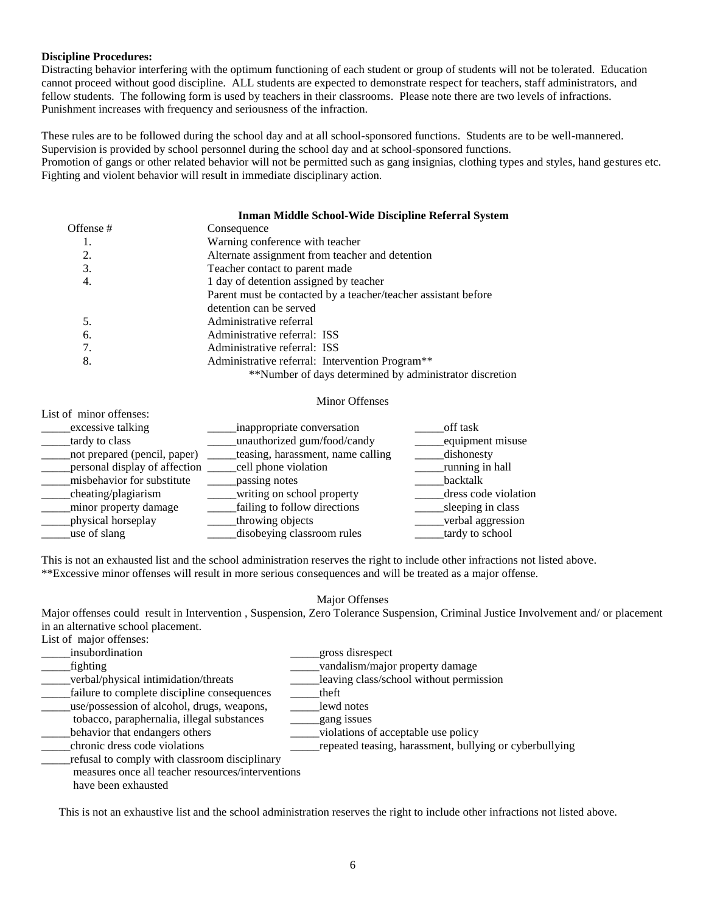**Discipline Procedures:**
Distracting behavior interfering with the optimum functioning of each student or group of students will not be tolerated. Education cannot proceed without good discipline. ALL students are expected to demonstrate respect for teachers, staff administrators, and fellow students. The following form is used by teachers in their classrooms. Please note there are two levels of infractions. Punishment increases with frequency and seriousness of the infraction.

These rules are to be followed during the school day and at all school-sponsored functions. Students are to be well-mannered. Supervision is provided by school personnel during the school day and at school-sponsored functions.
Promotion of gangs or other related behavior will not be permitted such as gang insignias, clothing types and styles, hand gestures etc. Fighting and violent behavior will result in immediate disciplinary action.

**Inman Middle School-Wide Discipline Referral System**

| Offense # | Consequence |
|---|---|
| 1. | Warning conference with teacher |
| 2. | Alternate assignment from teacher and detention |
| 3. | Teacher contact to parent made |
| 4. | 1 day of detention assigned by teacher<br>Parent must be contacted by a teacher/teacher assistant before detention can be served |
| 5. | Administrative referral |
| 6. | Administrative referral: ISS |
| 7. | Administrative referral: ISS |
| 8. | Administrative referral: Intervention Program** |

**Number of days determined by administrator discretion

Minor Offenses

List of minor offenses:

| | | |
|---|---|---|
| _____excessive talking | _____inappropriate conversation | _____off task |
| _____tardy to class | _____unauthorized gum/food/candy | _____equipment misuse |
| _____not prepared (pencil, paper) | _____teasing, harassment, name calling | _____dishonesty |
| _____personal display of affection | _____cell phone violation | _____running in hall |
| _____misbehavior for substitute | _____passing notes | _____backtalk |
| _____cheating/plagiarism | _____writing on school property | _____dress code violation |
| _____minor property damage | _____failing to follow directions | _____sleeping in class |
| _____physical horseplay | _____throwing objects | _____verbal aggression |
| _____use of slang | _____disobeying classroom rules | _____tardy to school |

This is not an exhausted list and the school administration reserves the right to include other infractions not listed above.
**Excessive minor offenses will result in more serious consequences and will be treated as a major offense.

Major Offenses

Major offenses could result in Intervention , Suspension, Zero Tolerance Suspension, Criminal Justice Involvement and/ or placement in an alternative school placement.

List of major offenses:

| | |
|---|---|
| _____insubordination | _____gross disrespect |
| _____fighting | _____vandalism/major property damage |
| _____verbal/physical intimidation/threats | _____leaving class/school without permission |
| _____failure to complete discipline consequences | _____theft |
| _____use/possession of alcohol, drugs, weapons, tobacco, paraphernalia, illegal substances | _____lewd notes |
| | _____gang issues |
| _____behavior that endangers others | _____violations of acceptable use policy |
| _____chronic dress code violations | _____repeated teasing, harassment, bullying or cyberbullying |
| _____refusal to comply with classroom disciplinary measures once all teacher resources/interventions have been exhausted | |

This is not an exhaustive list and the school administration reserves the right to include other infractions not listed above.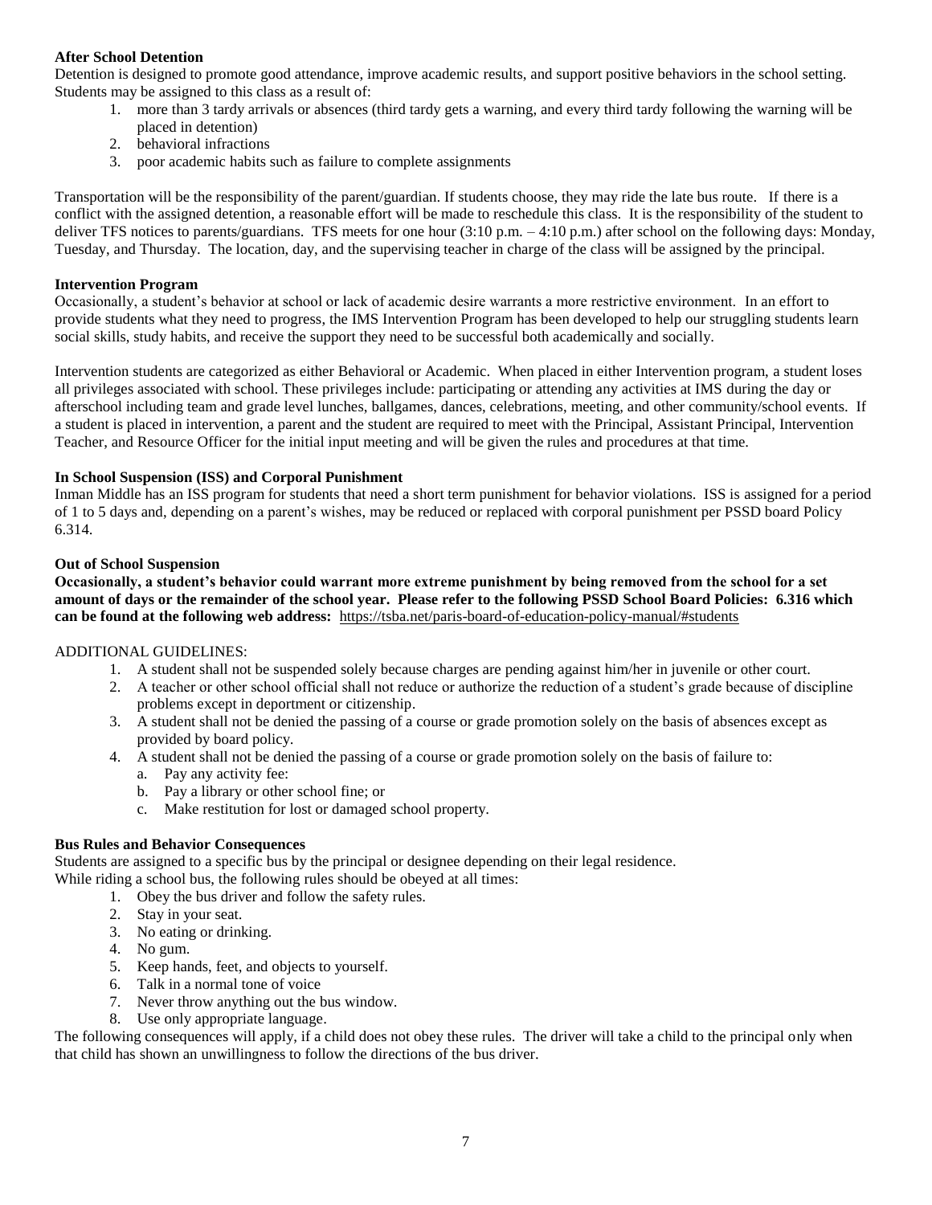**After School Detention**

Detention is designed to promote good attendance, improve academic results, and support positive behaviors in the school setting. Students may be assigned to this class as a result of:

1. more than 3 tardy arrivals or absences (third tardy gets a warning, and every third tardy following the warning will be placed in detention)
2. behavioral infractions
3. poor academic habits such as failure to complete assignments

Transportation will be the responsibility of the parent/guardian. If students choose, they may ride the late bus route. If there is a conflict with the assigned detention, a reasonable effort will be made to reschedule this class. It is the responsibility of the student to deliver TFS notices to parents/guardians. TFS meets for one hour (3:10 p.m. – 4:10 p.m.) after school on the following days: Monday, Tuesday, and Thursday. The location, day, and the supervising teacher in charge of the class will be assigned by the principal.

**Intervention Program**

Occasionally, a student's behavior at school or lack of academic desire warrants a more restrictive environment. In an effort to provide students what they need to progress, the IMS Intervention Program has been developed to help our struggling students learn social skills, study habits, and receive the support they need to be successful both academically and socially.

Intervention students are categorized as either Behavioral or Academic. When placed in either Intervention program, a student loses all privileges associated with school. These privileges include: participating or attending any activities at IMS during the day or afterschool including team and grade level lunches, ballgames, dances, celebrations, meeting, and other community/school events. If a student is placed in intervention, a parent and the student are required to meet with the Principal, Assistant Principal, Intervention Teacher, and Resource Officer for the initial input meeting and will be given the rules and procedures at that time.

**In School Suspension (ISS) and Corporal Punishment**

Inman Middle has an ISS program for students that need a short term punishment for behavior violations. ISS is assigned for a period of 1 to 5 days and, depending on a parent's wishes, may be reduced or replaced with corporal punishment per PSSD board Policy 6.314.

**Out of School Suspension**

**Occasionally, a student's behavior could warrant more extreme punishment by being removed from the school for a set amount of days or the remainder of the school year. Please refer to the following PSSD School Board Policies: 6.316 which can be found at the following web address:** https://tsba.net/paris-board-of-education-policy-manual/#students

ADDITIONAL GUIDELINES:

1. A student shall not be suspended solely because charges are pending against him/her in juvenile or other court.
2. A teacher or other school official shall not reduce or authorize the reduction of a student's grade because of discipline problems except in deportment or citizenship.
3. A student shall not be denied the passing of a course or grade promotion solely on the basis of absences except as provided by board policy.
4. A student shall not be denied the passing of a course or grade promotion solely on the basis of failure to:
   a. Pay any activity fee:
   b. Pay a library or other school fine; or
   c. Make restitution for lost or damaged school property.

**Bus Rules and Behavior Consequences**

Students are assigned to a specific bus by the principal or designee depending on their legal residence.
While riding a school bus, the following rules should be obeyed at all times:

1. Obey the bus driver and follow the safety rules.
2. Stay in your seat.
3. No eating or drinking.
4. No gum.
5. Keep hands, feet, and objects to yourself.
6. Talk in a normal tone of voice
7. Never throw anything out the bus window.
8. Use only appropriate language.

The following consequences will apply, if a child does not obey these rules. The driver will take a child to the principal only when that child has shown an unwillingness to follow the directions of the bus driver.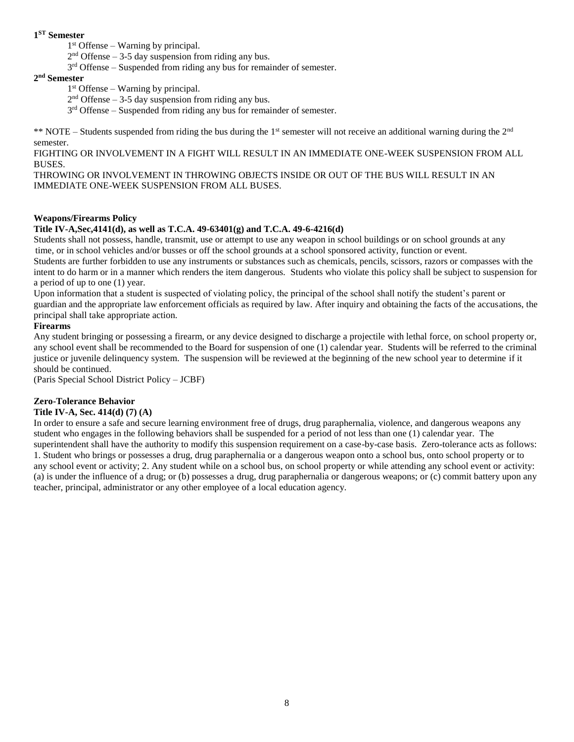**1ST Semester**

1st Offense – Warning by principal.
2nd Offense – 3-5 day suspension from riding any bus.
3rd Offense – Suspended from riding any bus for remainder of semester.

**2nd Semester**

1st Offense – Warning by principal.
2nd Offense – 3-5 day suspension from riding any bus.
3rd Offense – Suspended from riding any bus for remainder of semester.

** NOTE – Students suspended from riding the bus during the 1st semester will not receive an additional warning during the 2nd semester.

FIGHTING OR INVOLVEMENT IN A FIGHT WILL RESULT IN AN IMMEDIATE ONE-WEEK SUSPENSION FROM ALL BUSES.

THROWING OR INVOLVEMENT IN THROWING OBJECTS INSIDE OR OUT OF THE BUS WILL RESULT IN AN IMMEDIATE ONE-WEEK SUSPENSION FROM ALL BUSES.

**Weapons/Firearms Policy**

**Title IV-A,Sec,4141(d), as well as T.C.A. 49-63401(g) and T.C.A. 49-6-4216(d)**

Students shall not possess, handle, transmit, use or attempt to use any weapon in school buildings or on school grounds at any time, or in school vehicles and/or busses or off the school grounds at a school sponsored activity, function or event.

Students are further forbidden to use any instruments or substances such as chemicals, pencils, scissors, razors or compasses with the intent to do harm or in a manner which renders the item dangerous. Students who violate this policy shall be subject to suspension for a period of up to one (1) year.

Upon information that a student is suspected of violating policy, the principal of the school shall notify the student's parent or guardian and the appropriate law enforcement officials as required by law. After inquiry and obtaining the facts of the accusations, the principal shall take appropriate action.

**Firearms**

Any student bringing or possessing a firearm, or any device designed to discharge a projectile with lethal force, on school property or, any school event shall be recommended to the Board for suspension of one (1) calendar year. Students will be referred to the criminal justice or juvenile delinquency system. The suspension will be reviewed at the beginning of the new school year to determine if it should be continued.

(Paris Special School District Policy – JCBF)

**Zero-Tolerance Behavior**

**Title IV-A, Sec. 414(d) (7) (A)**

In order to ensure a safe and secure learning environment free of drugs, drug paraphernalia, violence, and dangerous weapons any student who engages in the following behaviors shall be suspended for a period of not less than one (1) calendar year. The superintendent shall have the authority to modify this suspension requirement on a case-by-case basis. Zero-tolerance acts as follows: 1. Student who brings or possesses a drug, drug paraphernalia or a dangerous weapon onto a school bus, onto school property or to any school event or activity; 2. Any student while on a school bus, on school property or while attending any school event or activity: (a) is under the influence of a drug; or (b) possesses a drug, drug paraphernalia or dangerous weapons; or (c) commit battery upon any teacher, principal, administrator or any other employee of a local education agency.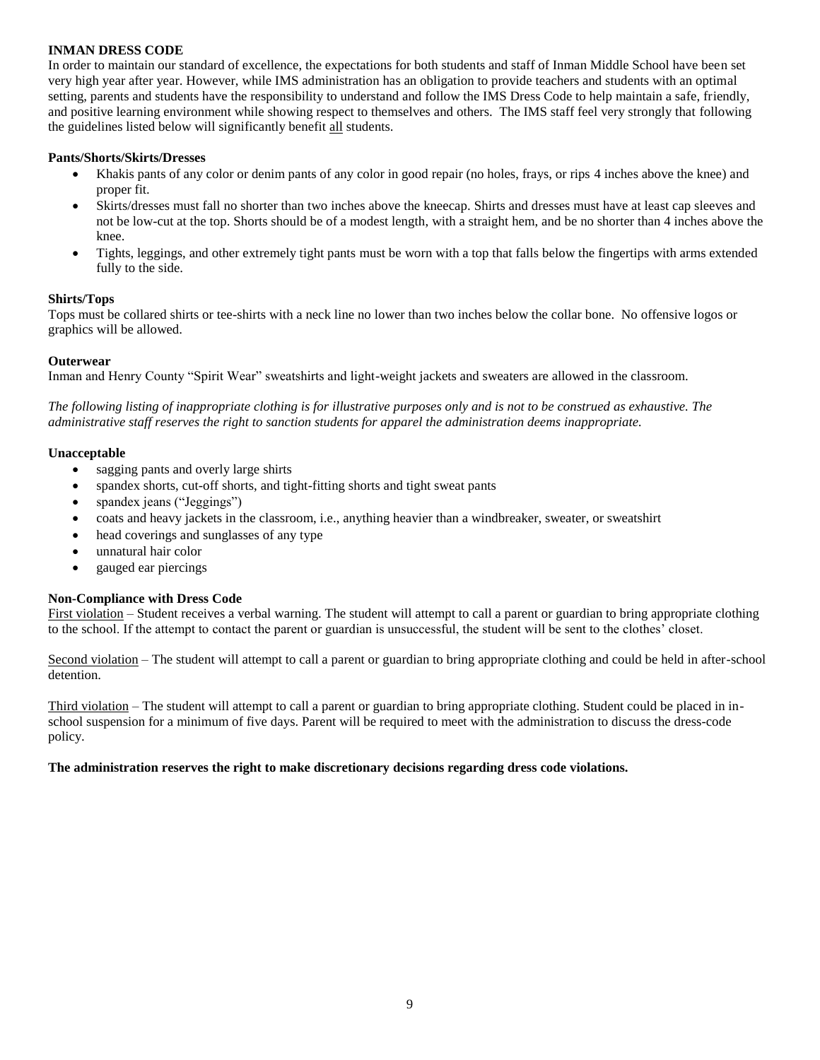## INMAN DRESS CODE

In order to maintain our standard of excellence, the expectations for both students and staff of Inman Middle School have been set very high year after year. However, while IMS administration has an obligation to provide teachers and students with an optimal setting, parents and students have the responsibility to understand and follow the IMS Dress Code to help maintain a safe, friendly, and positive learning environment while showing respect to themselves and others. The IMS staff feel very strongly that following the guidelines listed below will significantly benefit all students.

### Pants/Shorts/Skirts/Dresses

- Khakis pants of any color or denim pants of any color in good repair (no holes, frays, or rips 4 inches above the knee) and proper fit.
- Skirts/dresses must fall no shorter than two inches above the kneecap. Shirts and dresses must have at least cap sleeves and not be low-cut at the top. Shorts should be of a modest length, with a straight hem, and be no shorter than 4 inches above the knee.
- Tights, leggings, and other extremely tight pants must be worn with a top that falls below the fingertips with arms extended fully to the side.

### Shirts/Tops

Tops must be collared shirts or tee-shirts with a neck line no lower than two inches below the collar bone. No offensive logos or graphics will be allowed.

### Outerwear

Inman and Henry County "Spirit Wear" sweatshirts and light-weight jackets and sweaters are allowed in the classroom.

*The following listing of inappropriate clothing is for illustrative purposes only and is not to be construed as exhaustive. The administrative staff reserves the right to sanction students for apparel the administration deems inappropriate.*

### Unacceptable

- sagging pants and overly large shirts
- spandex shorts, cut-off shorts, and tight-fitting shorts and tight sweat pants
- spandex jeans ("Jeggings")
- coats and heavy jackets in the classroom, i.e., anything heavier than a windbreaker, sweater, or sweatshirt
- head coverings and sunglasses of any type
- unnatural hair color
- gauged ear piercings

### Non-Compliance with Dress Code

First violation – Student receives a verbal warning. The student will attempt to call a parent or guardian to bring appropriate clothing to the school. If the attempt to contact the parent or guardian is unsuccessful, the student will be sent to the clothes' closet.

Second violation – The student will attempt to call a parent or guardian to bring appropriate clothing and could be held in after-school detention.

Third violation – The student will attempt to call a parent or guardian to bring appropriate clothing. Student could be placed in in-school suspension for a minimum of five days. Parent will be required to meet with the administration to discuss the dress-code policy.

**The administration reserves the right to make discretionary decisions regarding dress code violations.**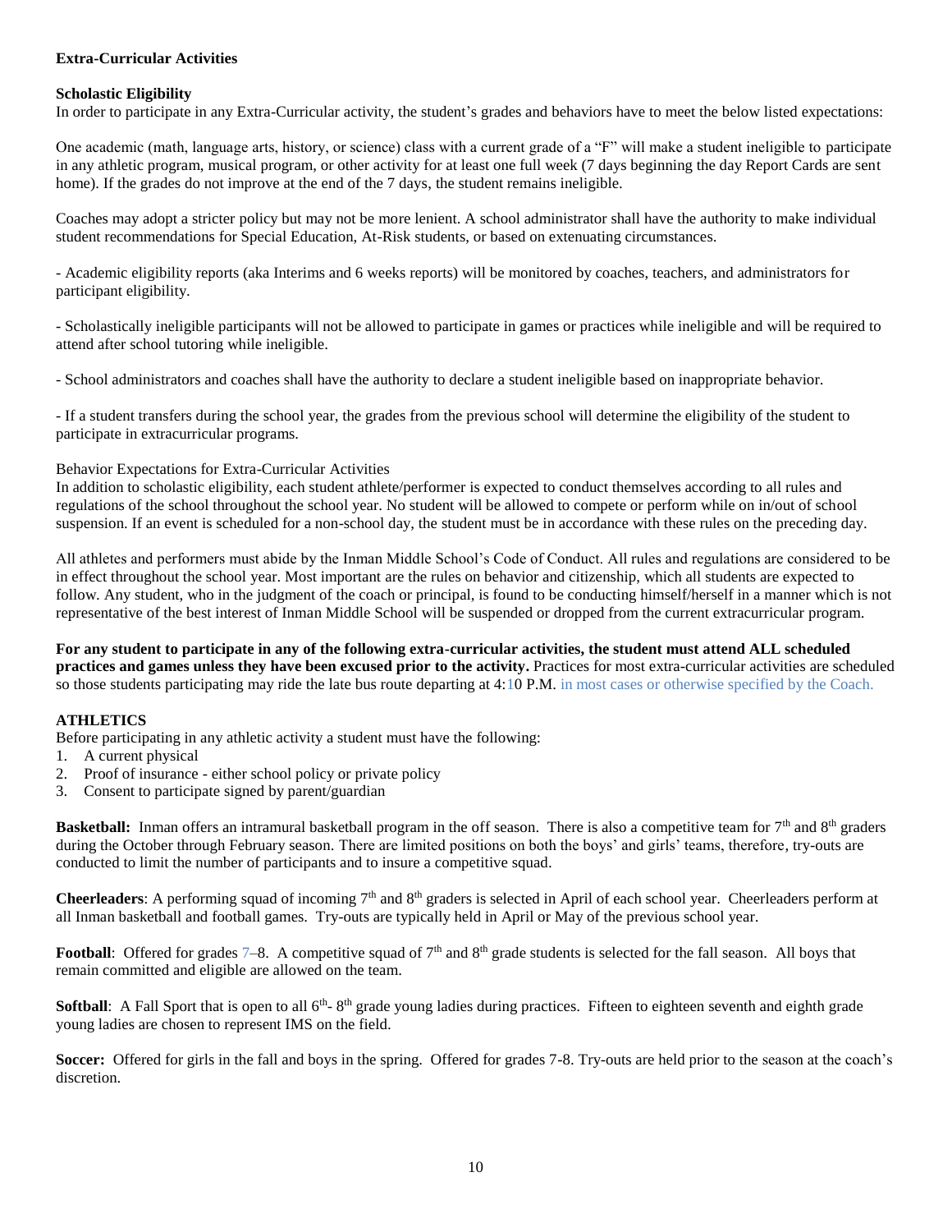**Extra-Curricular Activities**

**Scholastic Eligibility**

In order to participate in any Extra-Curricular activity, the student's grades and behaviors have to meet the below listed expectations:

One academic (math, language arts, history, or science) class with a current grade of a "F" will make a student ineligible to participate in any athletic program, musical program, or other activity for at least one full week (7 days beginning the day Report Cards are sent home). If the grades do not improve at the end of the 7 days, the student remains ineligible.

Coaches may adopt a stricter policy but may not be more lenient. A school administrator shall have the authority to make individual student recommendations for Special Education, At-Risk students, or based on extenuating circumstances.

- Academic eligibility reports (aka Interims and 6 weeks reports) will be monitored by coaches, teachers, and administrators for participant eligibility.

- Scholastically ineligible participants will not be allowed to participate in games or practices while ineligible and will be required to attend after school tutoring while ineligible.

- School administrators and coaches shall have the authority to declare a student ineligible based on inappropriate behavior.

- If a student transfers during the school year, the grades from the previous school will determine the eligibility of the student to participate in extracurricular programs.

Behavior Expectations for Extra-Curricular Activities

In addition to scholastic eligibility, each student athlete/performer is expected to conduct themselves according to all rules and regulations of the school throughout the school year. No student will be allowed to compete or perform while on in/out of school suspension. If an event is scheduled for a non-school day, the student must be in accordance with these rules on the preceding day.

All athletes and performers must abide by the Inman Middle School's Code of Conduct. All rules and regulations are considered to be in effect throughout the school year. Most important are the rules on behavior and citizenship, which all students are expected to follow. Any student, who in the judgment of the coach or principal, is found to be conducting himself/herself in a manner which is not representative of the best interest of Inman Middle School will be suspended or dropped from the current extracurricular program.

**For any student to participate in any of the following extra-curricular activities, the student must attend ALL scheduled practices and games unless they have been excused prior to the activity.** Practices for most extra-curricular activities are scheduled so those students participating may ride the late bus route departing at 4:10 P.M. in most cases or otherwise specified by the Coach.

**ATHLETICS**

Before participating in any athletic activity a student must have the following:

1. A current physical
2. Proof of insurance - either school policy or private policy
3. Consent to participate signed by parent/guardian

**Basketball:** Inman offers an intramural basketball program in the off season. There is also a competitive team for 7th and 8th graders during the October through February season. There are limited positions on both the boys' and girls' teams, therefore, try-outs are conducted to limit the number of participants and to insure a competitive squad.

**Cheerleaders**: A performing squad of incoming 7th and 8th graders is selected in April of each school year. Cheerleaders perform at all Inman basketball and football games. Try-outs are typically held in April or May of the previous school year.

**Football**: Offered for grades 7–8. A competitive squad of 7th and 8th grade students is selected for the fall season. All boys that remain committed and eligible are allowed on the team.

**Softball**: A Fall Sport that is open to all 6th- 8th grade young ladies during practices. Fifteen to eighteen seventh and eighth grade young ladies are chosen to represent IMS on the field.

**Soccer:** Offered for girls in the fall and boys in the spring. Offered for grades 7-8. Try-outs are held prior to the season at the coach's discretion.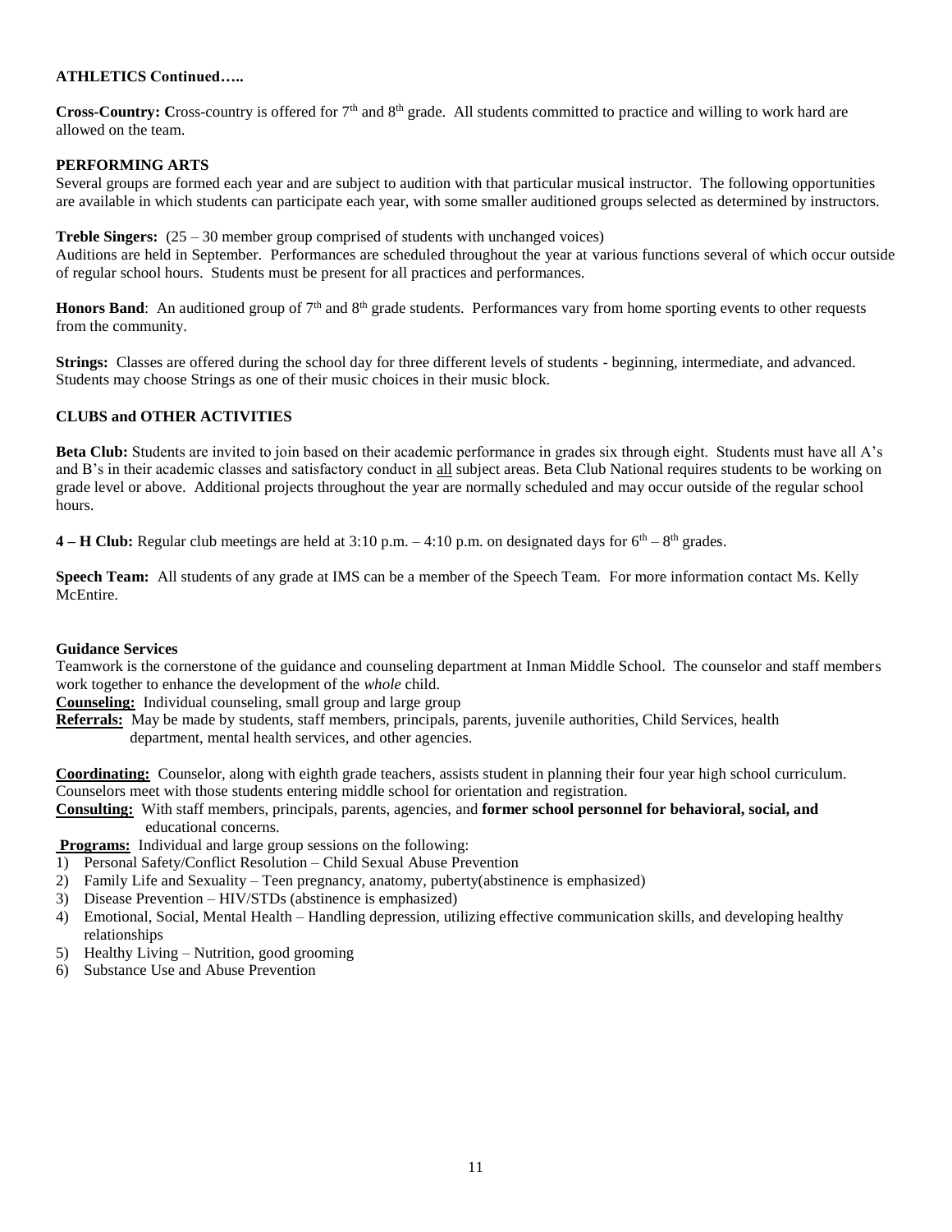**ATHLETICS Continued…..**

**Cross-Country: C**ross-country is offered for 7th and 8th grade. All students committed to practice and willing to work hard are allowed on the team.

**PERFORMING ARTS**

Several groups are formed each year and are subject to audition with that particular musical instructor. The following opportunities are available in which students can participate each year, with some smaller auditioned groups selected as determined by instructors.

**Treble Singers:** (25 – 30 member group comprised of students with unchanged voices)
Auditions are held in September. Performances are scheduled throughout the year at various functions several of which occur outside of regular school hours. Students must be present for all practices and performances.

**Honors Band**: An auditioned group of 7th and 8th grade students. Performances vary from home sporting events to other requests from the community.

**Strings:** Classes are offered during the school day for three different levels of students - beginning, intermediate, and advanced. Students may choose Strings as one of their music choices in their music block.

**CLUBS and OTHER ACTIVITIES**

**Beta Club:** Students are invited to join based on their academic performance in grades six through eight. Students must have all A's and B's in their academic classes and satisfactory conduct in <u>all</u> subject areas. Beta Club National requires students to be working on grade level or above. Additional projects throughout the year are normally scheduled and may occur outside of the regular school hours.

**4 – H Club:** Regular club meetings are held at 3:10 p.m. – 4:10 p.m. on designated days for 6th – 8th grades.

**Speech Team:** All students of any grade at IMS can be a member of the Speech Team. For more information contact Ms. Kelly McEntire.

**Guidance Services**

Teamwork is the cornerstone of the guidance and counseling department at Inman Middle School. The counselor and staff members work together to enhance the development of the *whole* child.

**<u>Counseling:</u>** Individual counseling, small group and large group

**<u>Referrals:</u>** May be made by students, staff members, principals, parents, juvenile authorities, Child Services, health department, mental health services, and other agencies.

**<u>Coordinating:</u>** Counselor, along with eighth grade teachers, assists student in planning their four year high school curriculum. Counselors meet with those students entering middle school for orientation and registration.

**<u>Consulting:</u>** With staff members, principals, parents, agencies, and **former school personnel for behavioral, social, and** educational concerns.

**<u>Programs:</u>** Individual and large group sessions on the following:

1) Personal Safety/Conflict Resolution – Child Sexual Abuse Prevention
2) Family Life and Sexuality – Teen pregnancy, anatomy, puberty(abstinence is emphasized)
3) Disease Prevention – HIV/STDs (abstinence is emphasized)
4) Emotional, Social, Mental Health – Handling depression, utilizing effective communication skills, and developing healthy relationships
5) Healthy Living – Nutrition, good grooming
6) Substance Use and Abuse Prevention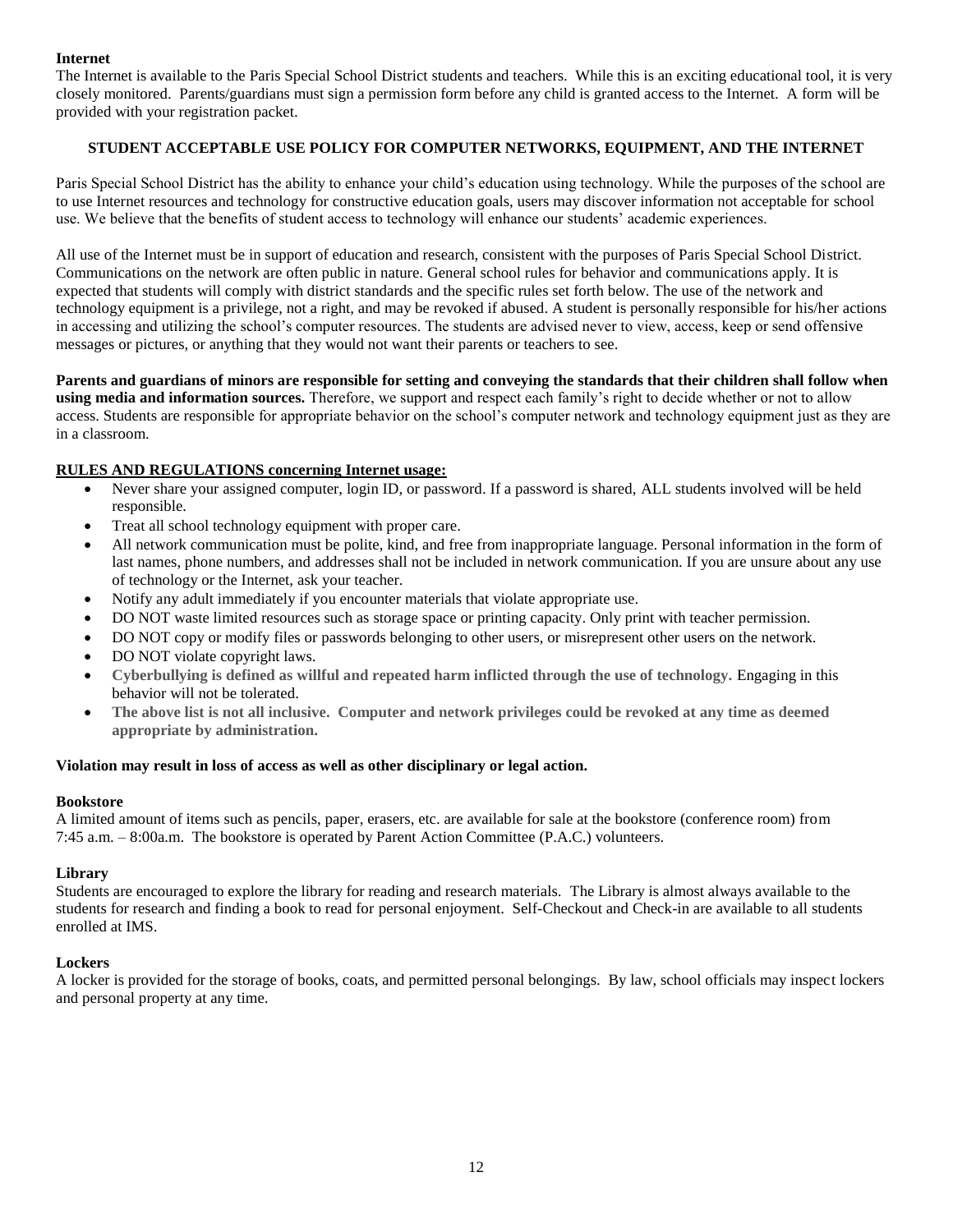**Internet**

The Internet is available to the Paris Special School District students and teachers. While this is an exciting educational tool, it is very closely monitored. Parents/guardians must sign a permission form before any child is granted access to the Internet. A form will be provided with your registration packet.

**STUDENT ACCEPTABLE USE POLICY FOR COMPUTER NETWORKS, EQUIPMENT, AND THE INTERNET**

Paris Special School District has the ability to enhance your child's education using technology. While the purposes of the school are to use Internet resources and technology for constructive education goals, users may discover information not acceptable for school use. We believe that the benefits of student access to technology will enhance our students' academic experiences.

All use of the Internet must be in support of education and research, consistent with the purposes of Paris Special School District. Communications on the network are often public in nature. General school rules for behavior and communications apply. It is expected that students will comply with district standards and the specific rules set forth below. The use of the network and technology equipment is a privilege, not a right, and may be revoked if abused. A student is personally responsible for his/her actions in accessing and utilizing the school's computer resources. The students are advised never to view, access, keep or send offensive messages or pictures, or anything that they would not want their parents or teachers to see.

**Parents and guardians of minors are responsible for setting and conveying the standards that their children shall follow when using media and information sources.** Therefore, we support and respect each family's right to decide whether or not to allow access. Students are responsible for appropriate behavior on the school's computer network and technology equipment just as they are in a classroom.

**RULES AND REGULATIONS concerning Internet usage:**

- Never share your assigned computer, login ID, or password. If a password is shared, ALL students involved will be held responsible.
- Treat all school technology equipment with proper care.
- All network communication must be polite, kind, and free from inappropriate language. Personal information in the form of last names, phone numbers, and addresses shall not be included in network communication. If you are unsure about any use of technology or the Internet, ask your teacher.
- Notify any adult immediately if you encounter materials that violate appropriate use.
- DO NOT waste limited resources such as storage space or printing capacity. Only print with teacher permission.
- DO NOT copy or modify files or passwords belonging to other users, or misrepresent other users on the network.
- DO NOT violate copyright laws.
- **Cyberbullying is defined as willful and repeated harm inflicted through the use of technology.** Engaging in this behavior will not be tolerated.
- **The above list is not all inclusive. Computer and network privileges could be revoked at any time as deemed appropriate by administration.**

**Violation may result in loss of access as well as other disciplinary or legal action.**

**Bookstore**

A limited amount of items such as pencils, paper, erasers, etc. are available for sale at the bookstore (conference room) from 7:45 a.m. – 8:00a.m. The bookstore is operated by Parent Action Committee (P.A.C.) volunteers.

**Library**

Students are encouraged to explore the library for reading and research materials. The Library is almost always available to the students for research and finding a book to read for personal enjoyment. Self-Checkout and Check-in are available to all students enrolled at IMS.

**Lockers**

A locker is provided for the storage of books, coats, and permitted personal belongings. By law, school officials may inspect lockers and personal property at any time.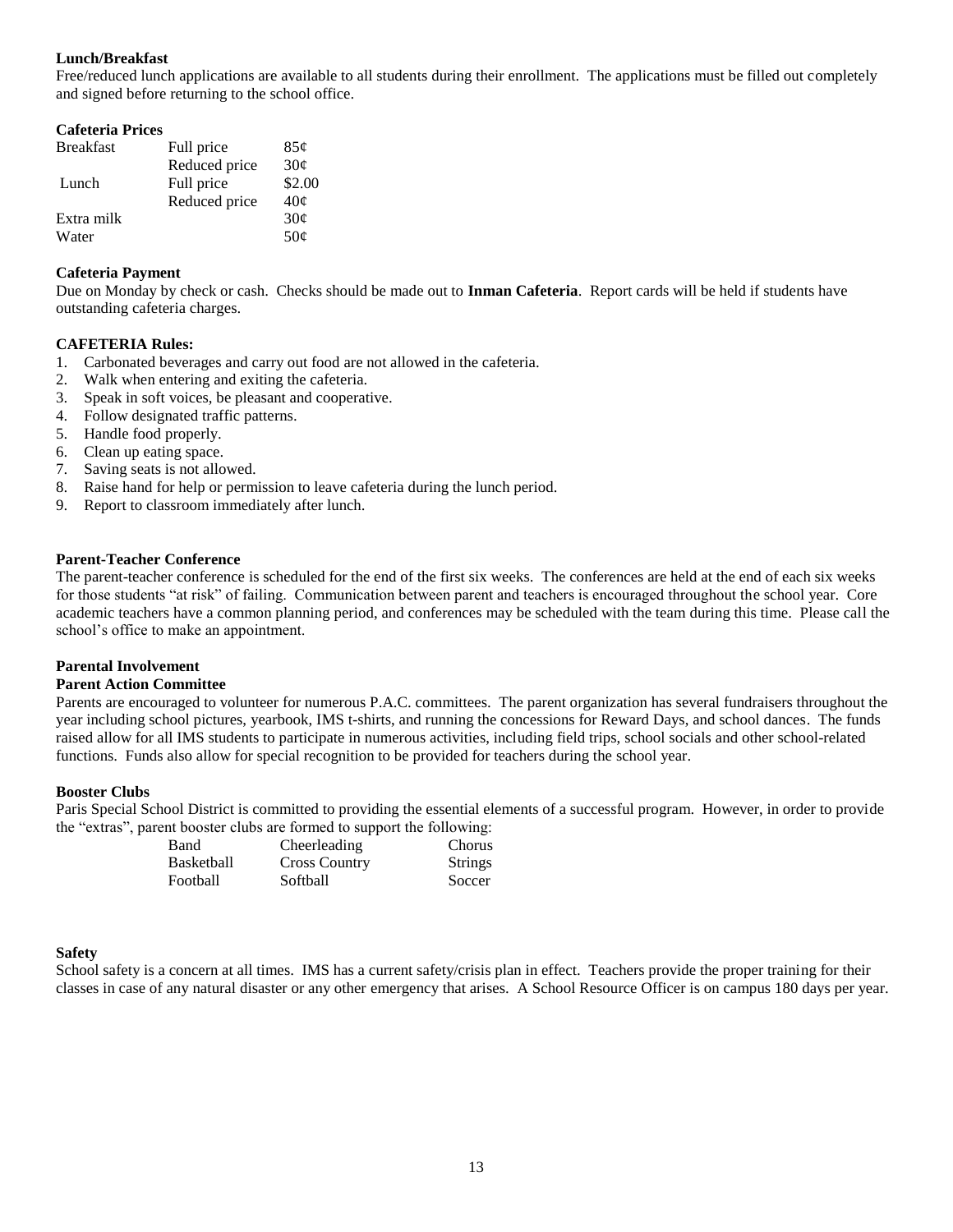**Lunch/Breakfast**

Free/reduced lunch applications are available to all students during their enrollment. The applications must be filled out completely and signed before returning to the school office.

**Cafeteria Prices**

| | | |
|---|---|---|
| Breakfast | Full price | 85¢ |
| | Reduced price | 30¢ |
| Lunch | Full price | $2.00 |
| | Reduced price | 40¢ |
| Extra milk | | 30¢ |
| Water | | 50¢ |

**Cafeteria Payment**

Due on Monday by check or cash. Checks should be made out to **Inman Cafeteria**. Report cards will be held if students have outstanding cafeteria charges.

**CAFETERIA Rules:**

1. Carbonated beverages and carry out food are not allowed in the cafeteria.
2. Walk when entering and exiting the cafeteria.
3. Speak in soft voices, be pleasant and cooperative.
4. Follow designated traffic patterns.
5. Handle food properly.
6. Clean up eating space.
7. Saving seats is not allowed.
8. Raise hand for help or permission to leave cafeteria during the lunch period.
9. Report to classroom immediately after lunch.

**Parent-Teacher Conference**

The parent-teacher conference is scheduled for the end of the first six weeks. The conferences are held at the end of each six weeks for those students "at risk" of failing. Communication between parent and teachers is encouraged throughout the school year. Core academic teachers have a common planning period, and conferences may be scheduled with the team during this time. Please call the school's office to make an appointment.

**Parental Involvement**

**Parent Action Committee**

Parents are encouraged to volunteer for numerous P.A.C. committees. The parent organization has several fundraisers throughout the year including school pictures, yearbook, IMS t-shirts, and running the concessions for Reward Days, and school dances. The funds raised allow for all IMS students to participate in numerous activities, including field trips, school socials and other school-related functions. Funds also allow for special recognition to be provided for teachers during the school year.

**Booster Clubs**

Paris Special School District is committed to providing the essential elements of a successful program. However, in order to provide the "extras", parent booster clubs are formed to support the following:

| | | |
|---|---|---|
| Band | Cheerleading | Chorus |
| Basketball | Cross Country | Strings |
| Football | Softball | Soccer |

**Safety**

School safety is a concern at all times. IMS has a current safety/crisis plan in effect. Teachers provide the proper training for their classes in case of any natural disaster or any other emergency that arises. A School Resource Officer is on campus 180 days per year.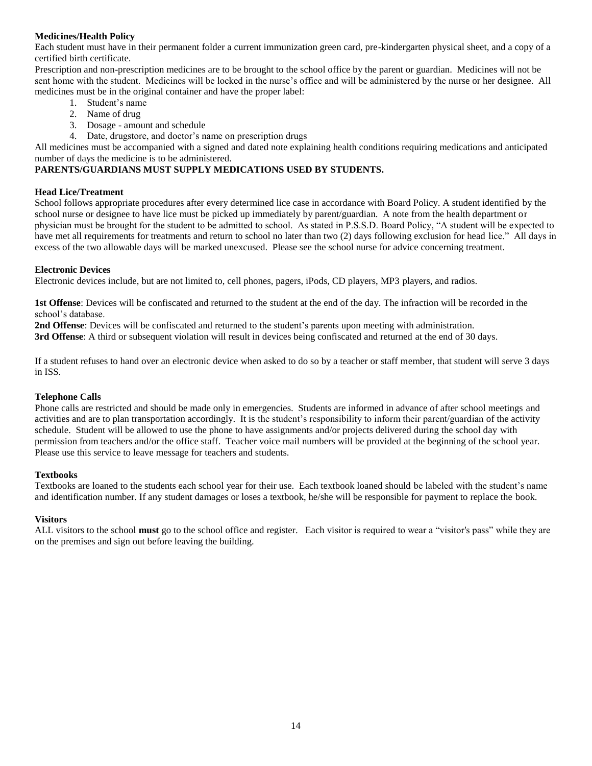**Medicines/Health Policy**

Each student must have in their permanent folder a current immunization green card, pre-kindergarten physical sheet, and a copy of a certified birth certificate.

Prescription and non-prescription medicines are to be brought to the school office by the parent or guardian. Medicines will not be sent home with the student. Medicines will be locked in the nurse's office and will be administered by the nurse or her designee. All medicines must be in the original container and have the proper label:

1. Student's name
2. Name of drug
3. Dosage - amount and schedule
4. Date, drugstore, and doctor's name on prescription drugs

All medicines must be accompanied with a signed and dated note explaining health conditions requiring medications and anticipated number of days the medicine is to be administered.

**PARENTS/GUARDIANS MUST SUPPLY MEDICATIONS USED BY STUDENTS.**

**Head Lice/Treatment**

School follows appropriate procedures after every determined lice case in accordance with Board Policy. A student identified by the school nurse or designee to have lice must be picked up immediately by parent/guardian. A note from the health department or physician must be brought for the student to be admitted to school. As stated in P.S.S.D. Board Policy, "A student will be expected to have met all requirements for treatments and return to school no later than two (2) days following exclusion for head lice." All days in excess of the two allowable days will be marked unexcused. Please see the school nurse for advice concerning treatment.

**Electronic Devices**

Electronic devices include, but are not limited to, cell phones, pagers, iPods, CD players, MP3 players, and radios.

**1st Offense**: Devices will be confiscated and returned to the student at the end of the day. The infraction will be recorded in the school's database.

**2nd Offense**: Devices will be confiscated and returned to the student's parents upon meeting with administration.

**3rd Offense**: A third or subsequent violation will result in devices being confiscated and returned at the end of 30 days.

If a student refuses to hand over an electronic device when asked to do so by a teacher or staff member, that student will serve 3 days in ISS.

**Telephone Calls**

Phone calls are restricted and should be made only in emergencies. Students are informed in advance of after school meetings and activities and are to plan transportation accordingly. It is the student's responsibility to inform their parent/guardian of the activity schedule. Student will be allowed to use the phone to have assignments and/or projects delivered during the school day with permission from teachers and/or the office staff. Teacher voice mail numbers will be provided at the beginning of the school year. Please use this service to leave message for teachers and students.

**Textbooks**

Textbooks are loaned to the students each school year for their use. Each textbook loaned should be labeled with the student's name and identification number. If any student damages or loses a textbook, he/she will be responsible for payment to replace the book.

**Visitors**

ALL visitors to the school **must** go to the school office and register. Each visitor is required to wear a "visitor's pass" while they are on the premises and sign out before leaving the building.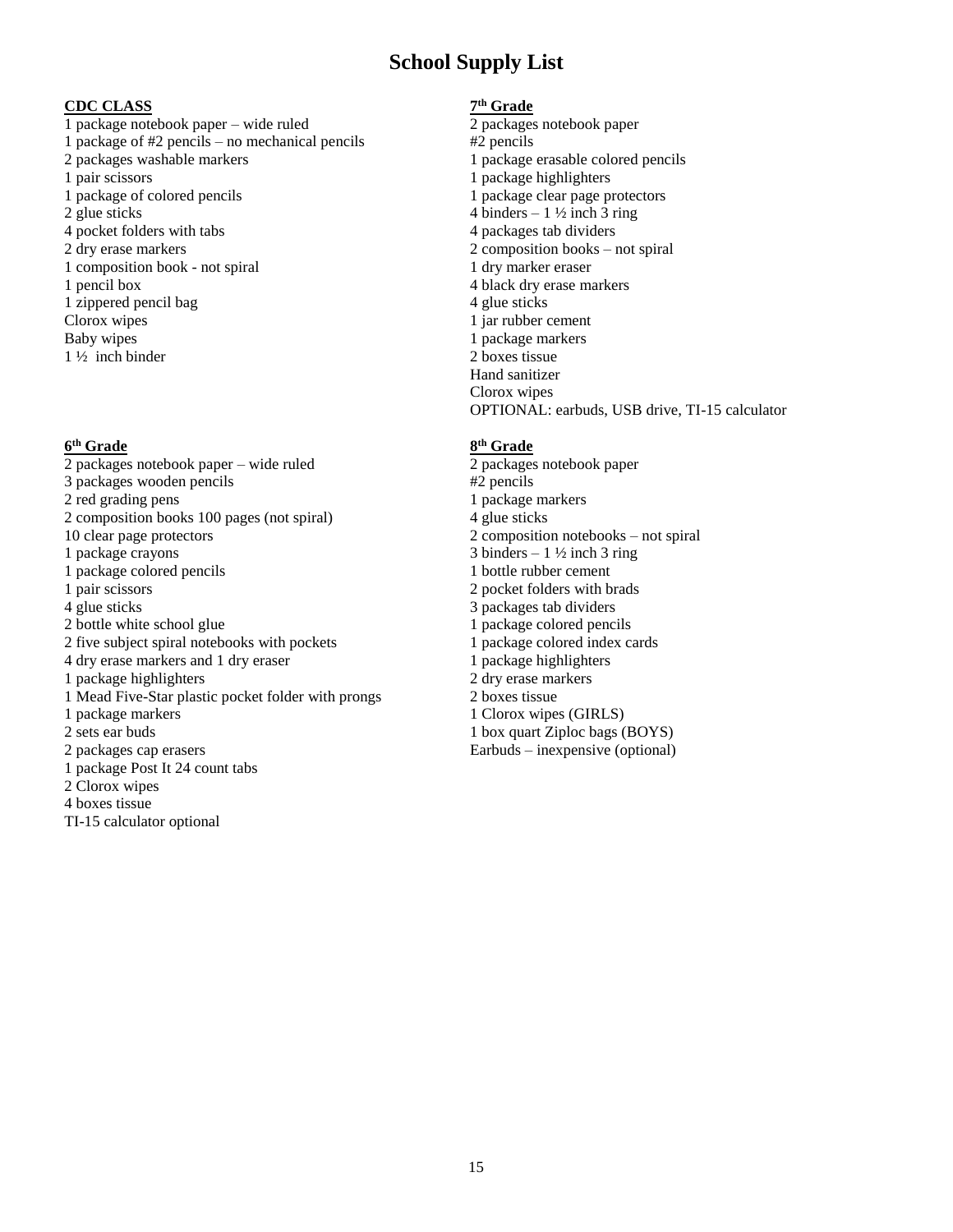# School Supply List

**CDC CLASS**

1 package notebook paper – wide ruled
1 package of #2 pencils – no mechanical pencils
2 packages washable markers
1 pair scissors
1 package of colored pencils
2 glue sticks
4 pocket folders with tabs
2 dry erase markers
1 composition book - not spiral
1 pencil box
1 zippered pencil bag
Clorox wipes
Baby wipes
1 ½ inch binder

**6th Grade**

2 packages notebook paper – wide ruled
3 packages wooden pencils
2 red grading pens
2 composition books 100 pages (not spiral)
10 clear page protectors
1 package crayons
1 package colored pencils
1 pair scissors
4 glue sticks
2 bottle white school glue
2 five subject spiral notebooks with pockets
4 dry erase markers and 1 dry eraser
1 package highlighters
1 Mead Five-Star plastic pocket folder with prongs
1 package markers
2 sets ear buds
2 packages cap erasers
1 package Post It 24 count tabs
2 Clorox wipes
4 boxes tissue
TI-15 calculator optional

**7th Grade**

2 packages notebook paper
#2 pencils
1 package erasable colored pencils
1 package highlighters
1 package clear page protectors
4 binders – 1 ½ inch 3 ring
4 packages tab dividers
2 composition books – not spiral
1 dry marker eraser
4 black dry erase markers
4 glue sticks
1 jar rubber cement
1 package markers
2 boxes tissue
Hand sanitizer
Clorox wipes
OPTIONAL: earbuds, USB drive, TI-15 calculator

**8th Grade**

2 packages notebook paper
#2 pencils
1 package markers
4 glue sticks
2 composition notebooks – not spiral
3 binders – 1 ½ inch 3 ring
1 bottle rubber cement
2 pocket folders with brads
3 packages tab dividers
1 package colored pencils
1 package colored index cards
1 package highlighters
2 dry erase markers
2 boxes tissue
1 Clorox wipes (GIRLS)
1 box quart Ziploc bags (BOYS)
Earbuds – inexpensive (optional)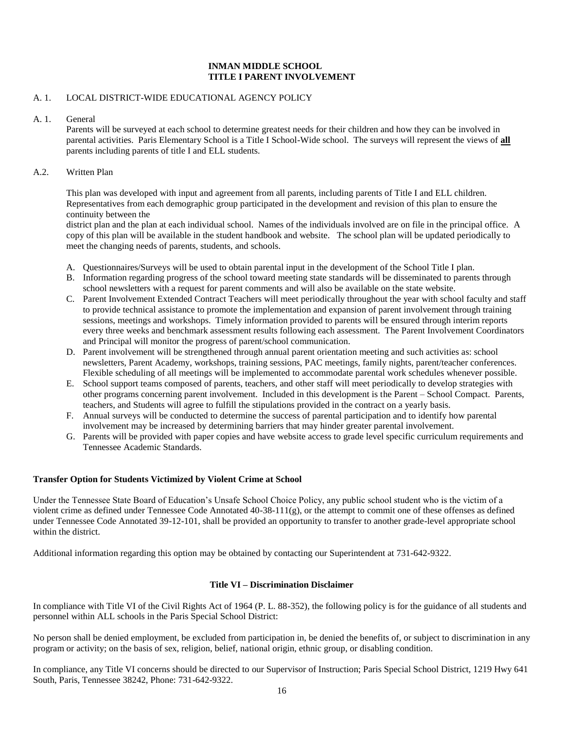## INMAN MIDDLE SCHOOL
## TITLE I PARENT INVOLVEMENT

A. 1. LOCAL DISTRICT-WIDE EDUCATIONAL AGENCY POLICY

A. 1. General

Parents will be surveyed at each school to determine greatest needs for their children and how they can be involved in parental activities. Paris Elementary School is a Title I School-Wide school. The surveys will represent the views of **all** parents including parents of title I and ELL students.

A.2. Written Plan

This plan was developed with input and agreement from all parents, including parents of Title I and ELL children. Representatives from each demographic group participated in the development and revision of this plan to ensure the continuity between the

district plan and the plan at each individual school. Names of the individuals involved are on file in the principal office. A copy of this plan will be available in the student handbook and website. The school plan will be updated periodically to meet the changing needs of parents, students, and schools.

A. Questionnaires/Surveys will be used to obtain parental input in the development of the School Title I plan.
B. Information regarding progress of the school toward meeting state standards will be disseminated to parents through school newsletters with a request for parent comments and will also be available on the state website.
C. Parent Involvement Extended Contract Teachers will meet periodically throughout the year with school faculty and staff to provide technical assistance to promote the implementation and expansion of parent involvement through training sessions, meetings and workshops. Timely information provided to parents will be ensured through interim reports every three weeks and benchmark assessment results following each assessment. The Parent Involvement Coordinators and Principal will monitor the progress of parent/school communication.
D. Parent involvement will be strengthened through annual parent orientation meeting and such activities as: school newsletters, Parent Academy, workshops, training sessions, PAC meetings, family nights, parent/teacher conferences. Flexible scheduling of all meetings will be implemented to accommodate parental work schedules whenever possible.
E. School support teams composed of parents, teachers, and other staff will meet periodically to develop strategies with other programs concerning parent involvement. Included in this development is the Parent – School Compact. Parents, teachers, and Students will agree to fulfill the stipulations provided in the contract on a yearly basis.
F. Annual surveys will be conducted to determine the success of parental participation and to identify how parental involvement may be increased by determining barriers that may hinder greater parental involvement.
G. Parents will be provided with paper copies and have website access to grade level specific curriculum requirements and Tennessee Academic Standards.

**Transfer Option for Students Victimized by Violent Crime at School**

Under the Tennessee State Board of Education's Unsafe School Choice Policy, any public school student who is the victim of a violent crime as defined under Tennessee Code Annotated 40-38-111(g), or the attempt to commit one of these offenses as defined under Tennessee Code Annotated 39-12-101, shall be provided an opportunity to transfer to another grade-level appropriate school within the district.

Additional information regarding this option may be obtained by contacting our Superintendent at 731-642-9322.

### Title VI – Discrimination Disclaimer

In compliance with Title VI of the Civil Rights Act of 1964 (P. L. 88-352), the following policy is for the guidance of all students and personnel within ALL schools in the Paris Special School District:

No person shall be denied employment, be excluded from participation in, be denied the benefits of, or subject to discrimination in any program or activity; on the basis of sex, religion, belief, national origin, ethnic group, or disabling condition.

In compliance, any Title VI concerns should be directed to our Supervisor of Instruction; Paris Special School District, 1219 Hwy 641 South, Paris, Tennessee 38242, Phone: 731-642-9322.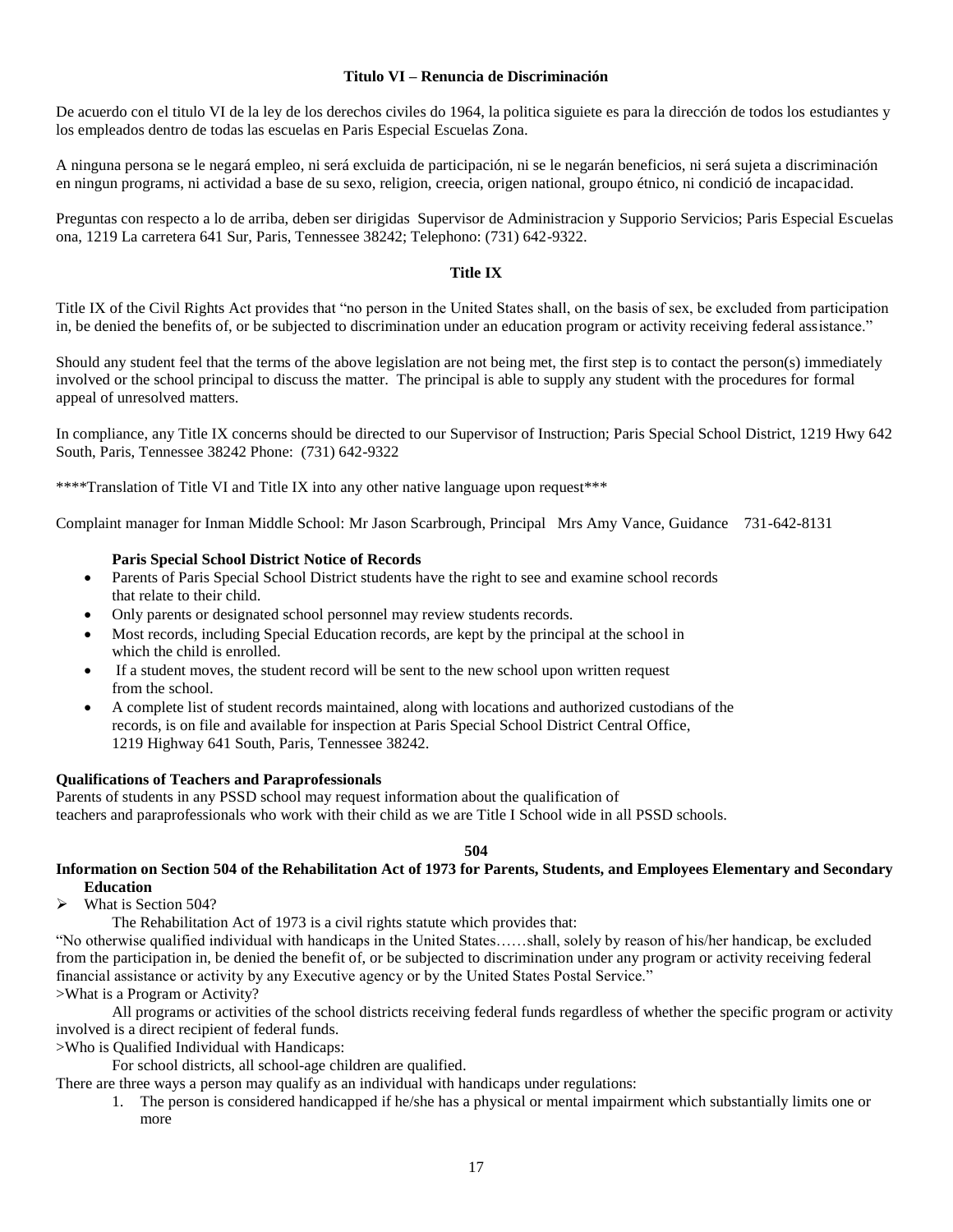## Titulo VI – Renuncia de Discriminación

De acuerdo con el titulo VI de la ley de los derechos civiles do 1964, la politica siguiete es para la dirección de todos los estudiantes y los empleados dentro de todas las escuelas en Paris Especial Escuelas Zona.

A ninguna persona se le negará empleo, ni será excluida de participación, ni se le negarán beneficios, ni será sujeta a discriminación en ningun programs, ni actividad a base de su sexo, religion, creecia, origen national, groupo étnico, ni condició de incapacidad.

Preguntas con respecto a lo de arriba, deben ser dirigidas Supervisor de Administracion y Supporio Servicios; Paris Especial Escuelas ona, 1219 La carretera 641 Sur, Paris, Tennessee 38242; Telephono: (731) 642-9322.

## Title IX

Title IX of the Civil Rights Act provides that "no person in the United States shall, on the basis of sex, be excluded from participation in, be denied the benefits of, or be subjected to discrimination under an education program or activity receiving federal assistance."

Should any student feel that the terms of the above legislation are not being met, the first step is to contact the person(s) immediately involved or the school principal to discuss the matter. The principal is able to supply any student with the procedures for formal appeal of unresolved matters.

In compliance, any Title IX concerns should be directed to our Supervisor of Instruction; Paris Special School District, 1219 Hwy 642 South, Paris, Tennessee 38242 Phone: (731) 642-9322

****Translation of Title VI and Title IX into any other native language upon request***

Complaint manager for Inman Middle School: Mr Jason Scarbrough, Principal Mrs Amy Vance, Guidance 731-642-8131

**Paris Special School District Notice of Records**

- Parents of Paris Special School District students have the right to see and examine school records that relate to their child.
- Only parents or designated school personnel may review students records.
- Most records, including Special Education records, are kept by the principal at the school in which the child is enrolled.
- If a student moves, the student record will be sent to the new school upon written request from the school.
- A complete list of student records maintained, along with locations and authorized custodians of the records, is on file and available for inspection at Paris Special School District Central Office, 1219 Highway 641 South, Paris, Tennessee 38242.

**Qualifications of Teachers and Paraprofessionals**

Parents of students in any PSSD school may request information about the qualification of teachers and paraprofessionals who work with their child as we are Title I School wide in all PSSD schools.

## 504

**Information on Section 504 of the Rehabilitation Act of 1973 for Parents, Students, and Employees Elementary and Secondary Education**

- What is Section 504?

  The Rehabilitation Act of 1973 is a civil rights statute which provides that:

"No otherwise qualified individual with handicaps in the United States……shall, solely by reason of his/her handicap, be excluded from the participation in, be denied the benefit of, or be subjected to discrimination under any program or activity receiving federal financial assistance or activity by any Executive agency or by the United States Postal Service."

>What is a Program or Activity?

All programs or activities of the school districts receiving federal funds regardless of whether the specific program or activity involved is a direct recipient of federal funds.

>Who is Qualified Individual with Handicaps:

For school districts, all school-age children are qualified.

There are three ways a person may qualify as an individual with handicaps under regulations:

1. The person is considered handicapped if he/she has a physical or mental impairment which substantially limits one or more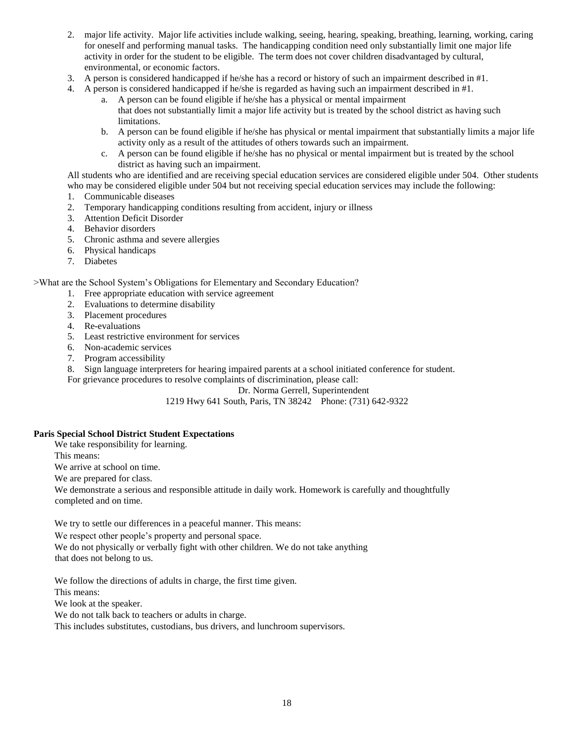2. major life activity. Major life activities include walking, seeing, hearing, speaking, breathing, learning, working, caring for oneself and performing manual tasks. The handicapping condition need only substantially limit one major life activity in order for the student to be eligible. The term does not cover children disadvantaged by cultural, environmental, or economic factors.
3. A person is considered handicapped if he/she has a record or history of such an impairment described in #1.
4. A person is considered handicapped if he/she is regarded as having such an impairment described in #1.
   a. A person can be found eligible if he/she has a physical or mental impairment that does not substantially limit a major life activity but is treated by the school district as having such limitations.
   b. A person can be found eligible if he/she has physical or mental impairment that substantially limits a major life activity only as a result of the attitudes of others towards such an impairment.
   c. A person can be found eligible if he/she has no physical or mental impairment but is treated by the school district as having such an impairment.

All students who are identified and are receiving special education services are considered eligible under 504. Other students who may be considered eligible under 504 but not receiving special education services may include the following:

1. Communicable diseases
2. Temporary handicapping conditions resulting from accident, injury or illness
3. Attention Deficit Disorder
4. Behavior disorders
5. Chronic asthma and severe allergies
6. Physical handicaps
7. Diabetes

>What are the School System's Obligations for Elementary and Secondary Education?

1. Free appropriate education with service agreement
2. Evaluations to determine disability
3. Placement procedures
4. Re-evaluations
5. Least restrictive environment for services
6. Non-academic services
7. Program accessibility
8. Sign language interpreters for hearing impaired parents at a school initiated conference for student.

For grievance procedures to resolve complaints of discrimination, please call:

Dr. Norma Gerrell, Superintendent
1219 Hwy 641 South, Paris, TN 38242 Phone: (731) 642-9322

**Paris Special School District Student Expectations**

We take responsibility for learning.
This means:
We arrive at school on time.
We are prepared for class.
We demonstrate a serious and responsible attitude in daily work. Homework is carefully and thoughtfully completed and on time.

We try to settle our differences in a peaceful manner. This means:
We respect other people's property and personal space.
We do not physically or verbally fight with other children. We do not take anything that does not belong to us.

We follow the directions of adults in charge, the first time given.
This means:
We look at the speaker.
We do not talk back to teachers or adults in charge.
This includes substitutes, custodians, bus drivers, and lunchroom supervisors.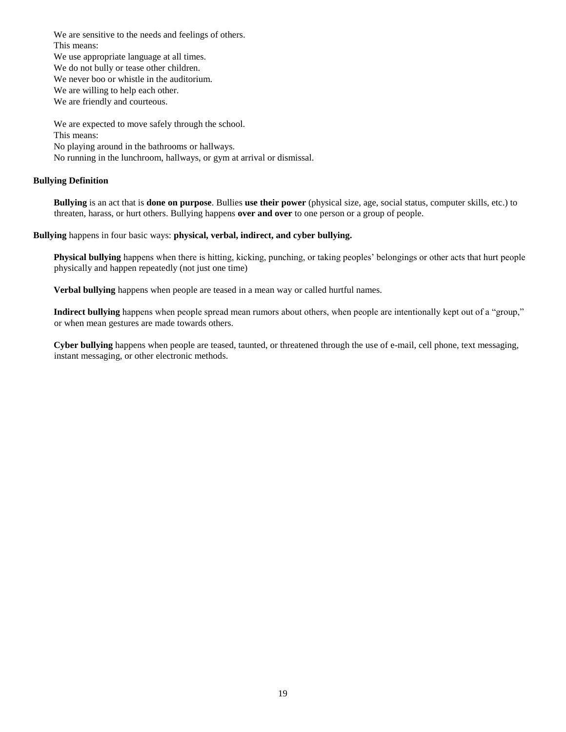We are sensitive to the needs and feelings of others.
This means:
We use appropriate language at all times.
We do not bully or tease other children.
We never boo or whistle in the auditorium.
We are willing to help each other.
We are friendly and courteous.

We are expected to move safely through the school.
This means:
No playing around in the bathrooms or hallways.
No running in the lunchroom, hallways, or gym at arrival or dismissal.

**Bullying Definition**

**Bullying** is an act that is **done on purpose**. Bullies **use their power** (physical size, age, social status, computer skills, etc.) to threaten, harass, or hurt others. Bullying happens **over and over** to one person or a group of people.

**Bullying** happens in four basic ways: **physical, verbal, indirect, and cyber bullying.**

**Physical bullying** happens when there is hitting, kicking, punching, or taking peoples' belongings or other acts that hurt people physically and happen repeatedly (not just one time)

**Verbal bullying** happens when people are teased in a mean way or called hurtful names.

**Indirect bullying** happens when people spread mean rumors about others, when people are intentionally kept out of a "group," or when mean gestures are made towards others.

**Cyber bullying** happens when people are teased, taunted, or threatened through the use of e-mail, cell phone, text messaging, instant messaging, or other electronic methods.